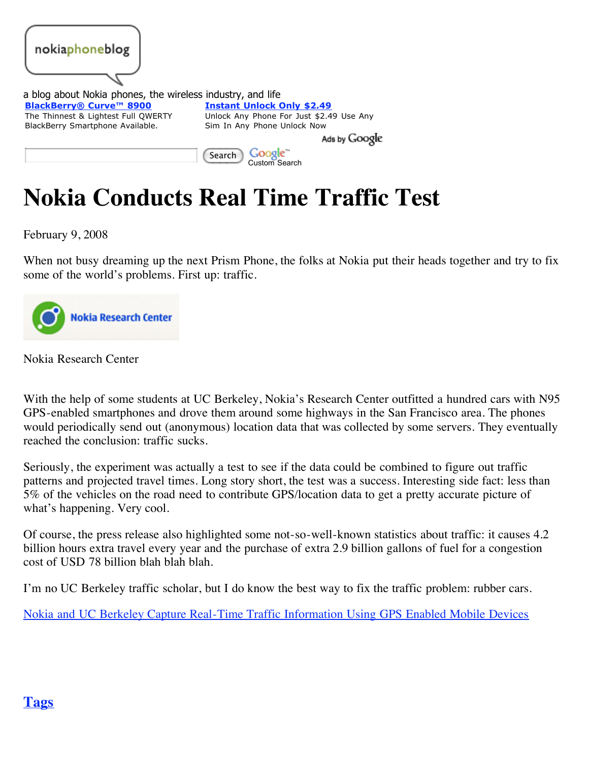nokiaphoneblog

a blog about Nokia phones, the wireless industry, and life

**BlackBerry® Curve™ 8900**
The Thinnest & Lightest Full QWERTY BlackBerry Smartphone Available.

**Instant Unlock Only $2.49**
Unlock Any Phone For Just $2.49 Use Any Sim In Any Phone Unlock Now

Ads by Google

Search | Google™ Custom Search

# Nokia Conducts Real Time Traffic Test

February 9, 2008

When not busy dreaming up the next Prism Phone, the folks at Nokia put their heads together and try to fix some of the world's problems. First up: traffic.

Nokia Research Center

Nokia Research Center

With the help of some students at UC Berkeley, Nokia's Research Center outfitted a hundred cars with N95 GPS-enabled smartphones and drove them around some highways in the San Francisco area. The phones would periodically send out (anonymous) location data that was collected by some servers. They eventually reached the conclusion: traffic sucks.

Seriously, the experiment was actually a test to see if the data could be combined to figure out traffic patterns and projected travel times. Long story short, the test was a success. Interesting side fact: less than 5% of the vehicles on the road need to contribute GPS/location data to get a pretty accurate picture of what's happening. Very cool.

Of course, the press release also highlighted some not-so-well-known statistics about traffic: it causes 4.2 billion hours extra travel every year and the purchase of extra 2.9 billion gallons of fuel for a congestion cost of USD 78 billion blah blah blah.

I'm no UC Berkeley traffic scholar, but I do know the best way to fix the traffic problem: rubber cars.

Nokia and UC Berkeley Capture Real-Time Traffic Information Using GPS Enabled Mobile Devices

## Tags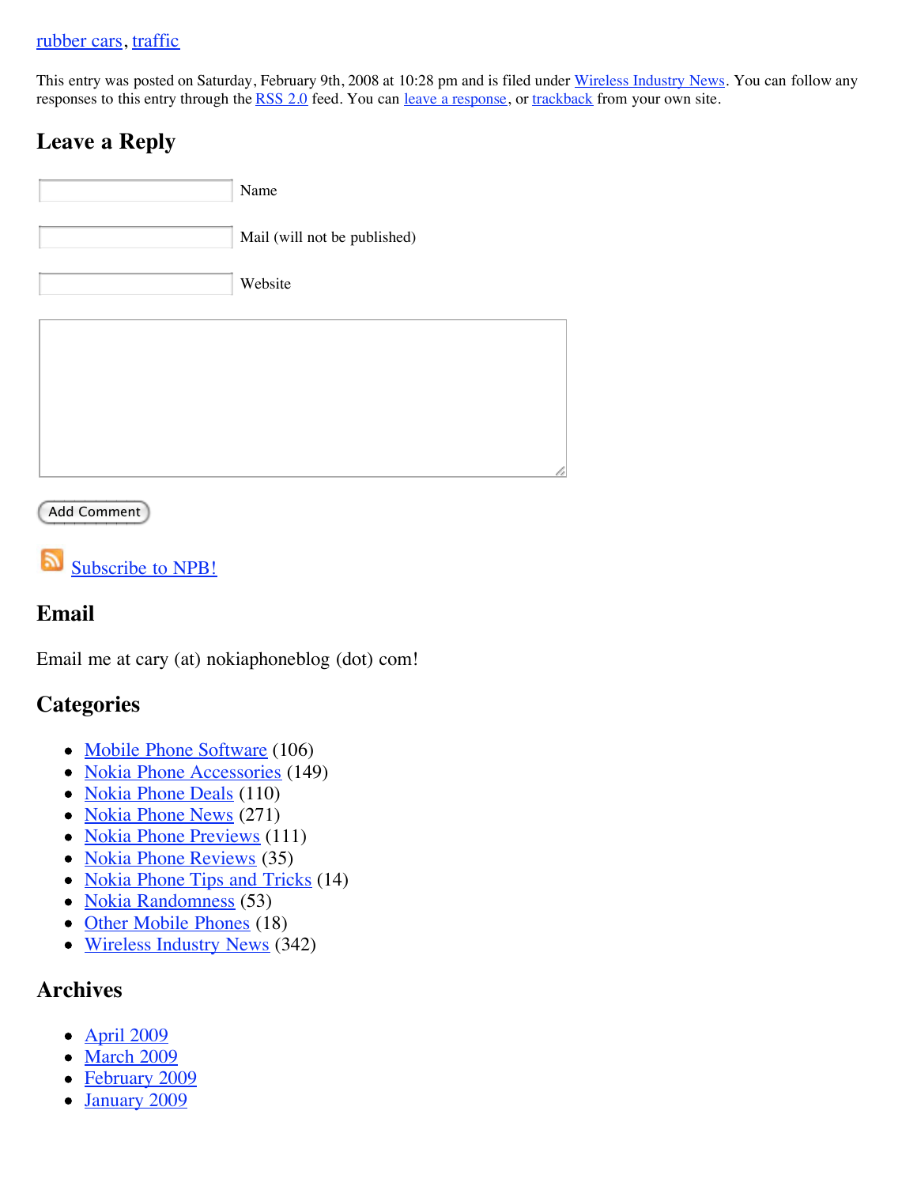rubber cars, traffic

This entry was posted on Saturday, February 9th, 2008 at 10:28 pm and is filed under Wireless Industry News. You can follow any responses to this entry through the RSS 2.0 feed. You can leave a response, or trackback from your own site.

## Leave a Reply

Name

Mail (will not be published)

Website

Add Comment

Subscribe to NPB!

## Email

Email me at cary (at) nokiaphoneblog (dot) com!

## Categories

- Mobile Phone Software (106)
- Nokia Phone Accessories (149)
- Nokia Phone Deals (110)
- Nokia Phone News (271)
- Nokia Phone Previews (111)
- Nokia Phone Reviews (35)
- Nokia Phone Tips and Tricks (14)
- Nokia Randomness (53)
- Other Mobile Phones (18)
- Wireless Industry News (342)

## Archives

- April 2009
- March 2009
- February 2009
- January 2009